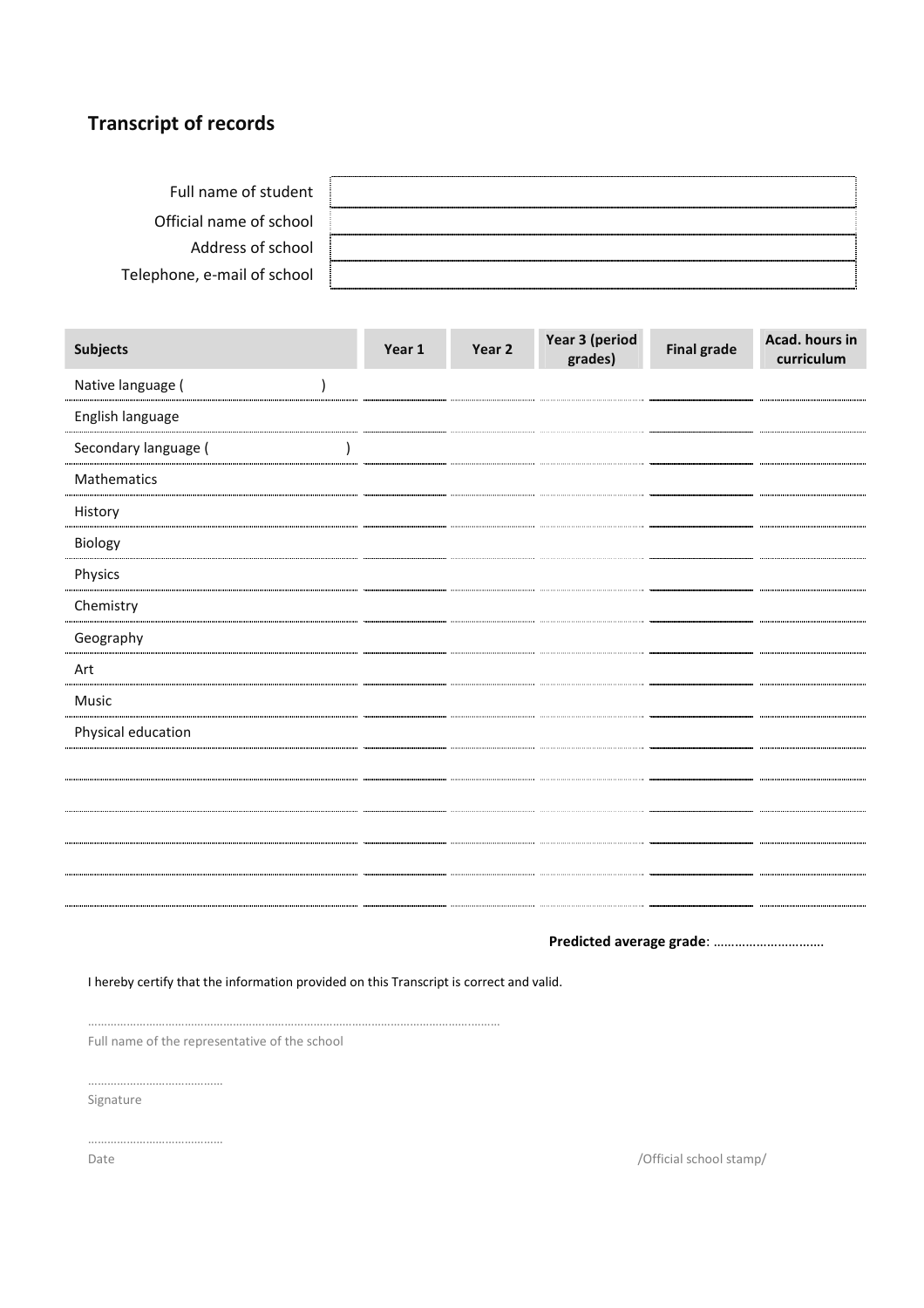# Transcript of records

| | |
|---|---|
| Full name of student | |
| Official name of school | |
| Address of school | |
| Telephone, e-mail of school | |

| Subjects | Year 1 | Year 2 | Year 3 (period grades) | Final grade | Acad. hours in curriculum |
|---|---|---|---|---|---|
| Native language (                    ) | | | | | |
| English language | | | | | |
| Secondary language (                    ) | | | | | |
| Mathematics | | | | | |
| History | | | | | |
| Biology | | | | | |
| Physics | | | | | |
| Chemistry | | | | | |
| Geography | | | | | |
| Art | | | | | |
| Music | | | | | |
| Physical education | | | | | |
| | | | | | |
| | | | | | |
| | | | | | |
| | | | | | |
| | | | | | |

**Predicted average grade**: ………………………….

I hereby certify that the information provided on this Transcript is correct and valid.

……………………………………………………………………………………………………………

Full name of the representative of the school

……………………………………

Signature

……………………………………

Date

/Official school stamp/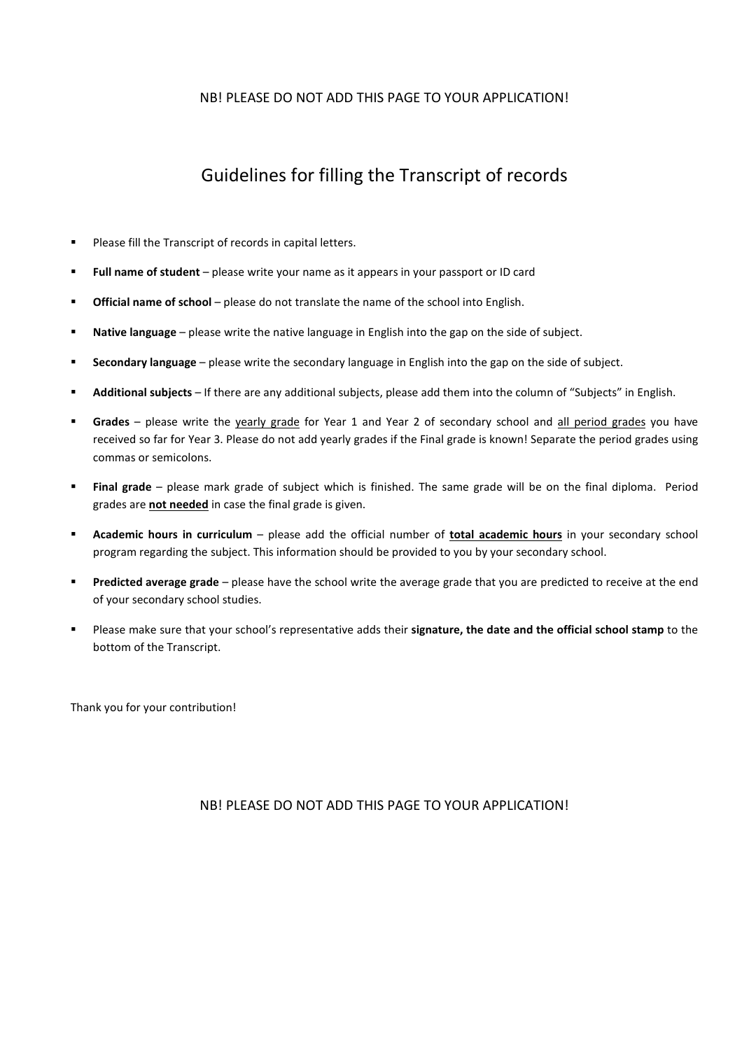NB! PLEASE DO NOT ADD THIS PAGE TO YOUR APPLICATION!

# Guidelines for filling the Transcript of records

- Please fill the Transcript of records in capital letters.
- **Full name of student** – please write your name as it appears in your passport or ID card
- **Official name of school** – please do not translate the name of the school into English.
- **Native language** – please write the native language in English into the gap on the side of subject.
- **Secondary language** – please write the secondary language in English into the gap on the side of subject.
- **Additional subjects** – If there are any additional subjects, please add them into the column of "Subjects" in English.
- **Grades** – please write the yearly grade for Year 1 and Year 2 of secondary school and all period grades you have received so far for Year 3. Please do not add yearly grades if the Final grade is known! Separate the period grades using commas or semicolons.
- **Final grade** – please mark grade of subject which is finished. The same grade will be on the final diploma. Period grades are **not needed** in case the final grade is given.
- **Academic hours in curriculum** – please add the official number of **total academic hours** in your secondary school program regarding the subject. This information should be provided to you by your secondary school.
- **Predicted average grade** – please have the school write the average grade that you are predicted to receive at the end of your secondary school studies.
- Please make sure that your school's representative adds their **signature, the date and the official school stamp** to the bottom of the Transcript.

Thank you for your contribution!

NB! PLEASE DO NOT ADD THIS PAGE TO YOUR APPLICATION!